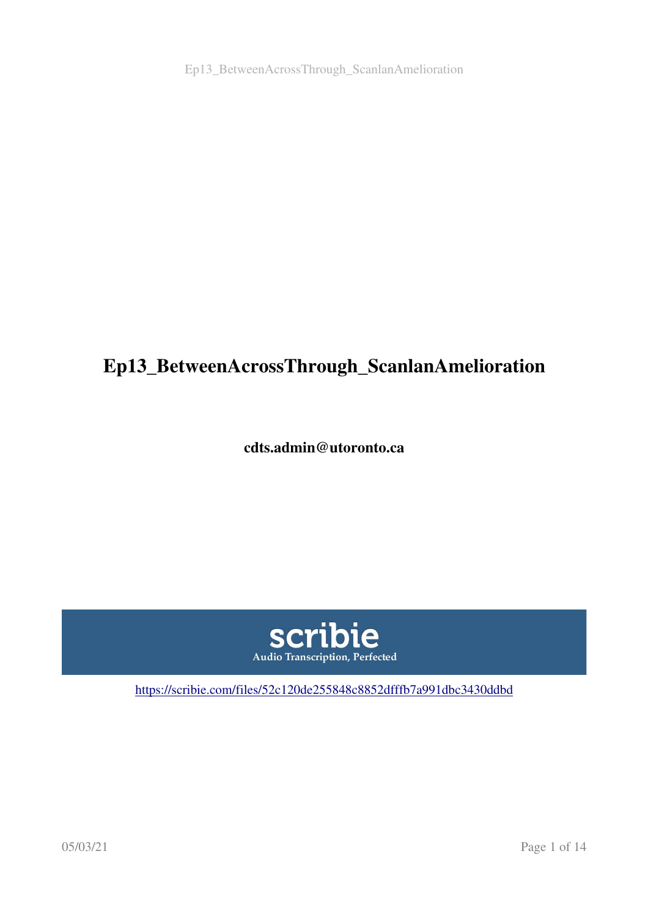# Ep13_BetweenAcrossThrough_ScanlanAmelioration

**cdts.admin@utoronto.ca**

scribie
Audio Transcription, Perfected

https://scribie.com/files/52c120de255848c8852dfffb7a991dbc3430ddbd

05/03/21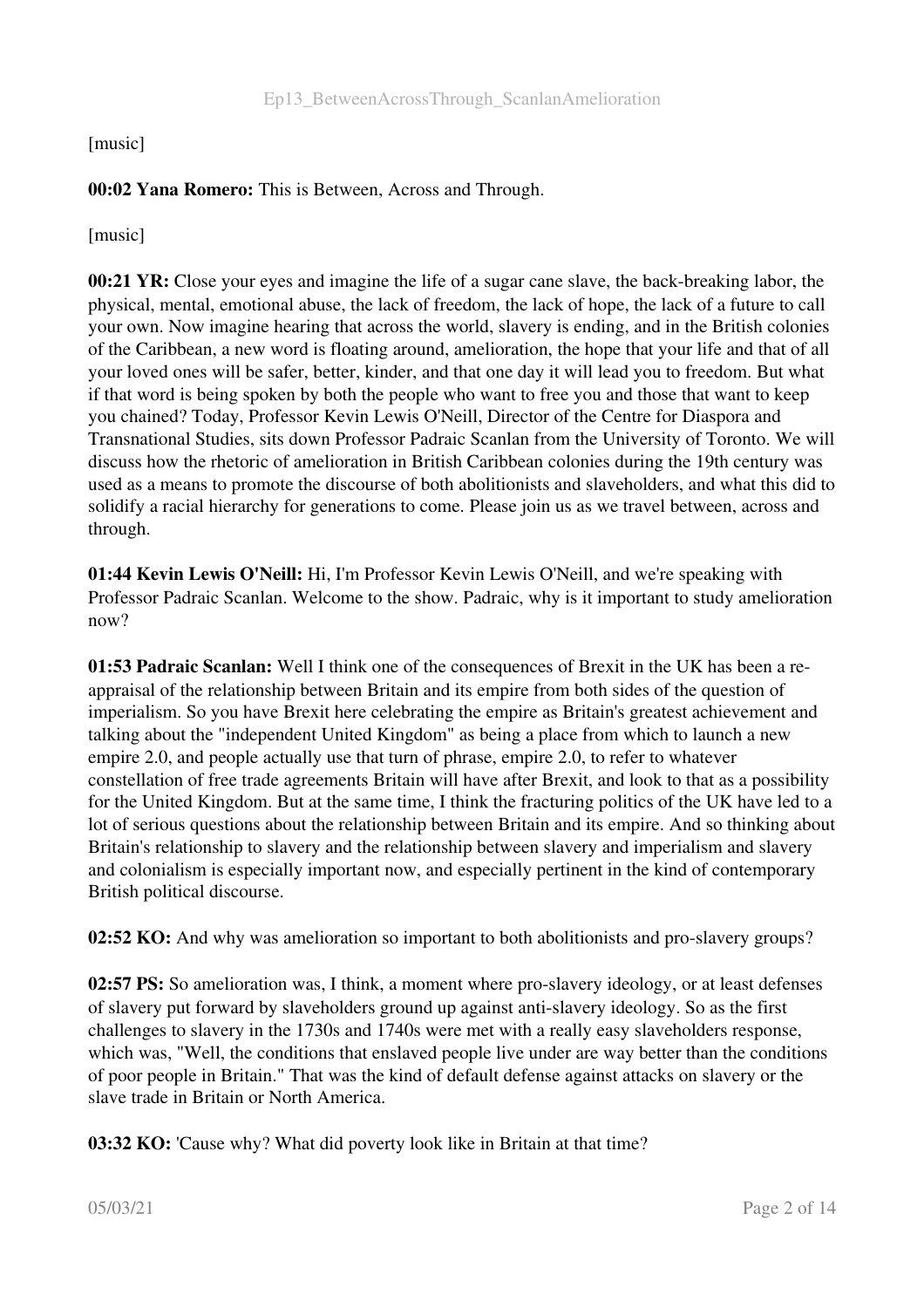[music]

**00:02 Yana Romero:** This is Between, Across and Through.

[music]

**00:21 YR:** Close your eyes and imagine the life of a sugar cane slave, the back-breaking labor, the physical, mental, emotional abuse, the lack of freedom, the lack of hope, the lack of a future to call your own. Now imagine hearing that across the world, slavery is ending, and in the British colonies of the Caribbean, a new word is floating around, amelioration, the hope that your life and that of all your loved ones will be safer, better, kinder, and that one day it will lead you to freedom. But what if that word is being spoken by both the people who want to free you and those that want to keep you chained? Today, Professor Kevin Lewis O'Neill, Director of the Centre for Diaspora and Transnational Studies, sits down Professor Padraic Scanlan from the University of Toronto. We will discuss how the rhetoric of amelioration in British Caribbean colonies during the 19th century was used as a means to promote the discourse of both abolitionists and slaveholders, and what this did to solidify a racial hierarchy for generations to come. Please join us as we travel between, across and through.

**01:44 Kevin Lewis O'Neill:** Hi, I'm Professor Kevin Lewis O'Neill, and we're speaking with Professor Padraic Scanlan. Welcome to the show. Padraic, why is it important to study amelioration now?

**01:53 Padraic Scanlan:** Well I think one of the consequences of Brexit in the UK has been a re-appraisal of the relationship between Britain and its empire from both sides of the question of imperialism. So you have Brexit here celebrating the empire as Britain's greatest achievement and talking about the "independent United Kingdom" as being a place from which to launch a new empire 2.0, and people actually use that turn of phrase, empire 2.0, to refer to whatever constellation of free trade agreements Britain will have after Brexit, and look to that as a possibility for the United Kingdom. But at the same time, I think the fracturing politics of the UK have led to a lot of serious questions about the relationship between Britain and its empire. And so thinking about Britain's relationship to slavery and the relationship between slavery and imperialism and slavery and colonialism is especially important now, and especially pertinent in the kind of contemporary British political discourse.

**02:52 KO:** And why was amelioration so important to both abolitionists and pro-slavery groups?

**02:57 PS:** So amelioration was, I think, a moment where pro-slavery ideology, or at least defenses of slavery put forward by slaveholders ground up against anti-slavery ideology. So as the first challenges to slavery in the 1730s and 1740s were met with a really easy slaveholders response, which was, "Well, the conditions that enslaved people live under are way better than the conditions of poor people in Britain." That was the kind of default defense against attacks on slavery or the slave trade in Britain or North America.

**03:32 KO:** 'Cause why? What did poverty look like in Britain at that time?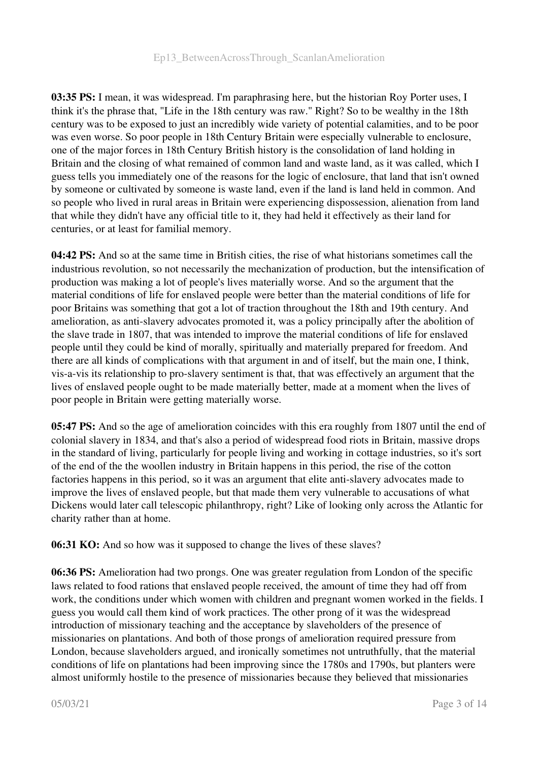**03:35 PS:** I mean, it was widespread. I'm paraphrasing here, but the historian Roy Porter uses, I think it's the phrase that, "Life in the 18th century was raw." Right? So to be wealthy in the 18th century was to be exposed to just an incredibly wide variety of potential calamities, and to be poor was even worse. So poor people in 18th Century Britain were especially vulnerable to enclosure, one of the major forces in 18th Century British history is the consolidation of land holding in Britain and the closing of what remained of common land and waste land, as it was called, which I guess tells you immediately one of the reasons for the logic of enclosure, that land that isn't owned by someone or cultivated by someone is waste land, even if the land is land held in common. And so people who lived in rural areas in Britain were experiencing dispossession, alienation from land that while they didn't have any official title to it, they had held it effectively as their land for centuries, or at least for familial memory.

**04:42 PS:** And so at the same time in British cities, the rise of what historians sometimes call the industrious revolution, so not necessarily the mechanization of production, but the intensification of production was making a lot of people's lives materially worse. And so the argument that the material conditions of life for enslaved people were better than the material conditions of life for poor Britains was something that got a lot of traction throughout the 18th and 19th century. And amelioration, as anti-slavery advocates promoted it, was a policy principally after the abolition of the slave trade in 1807, that was intended to improve the material conditions of life for enslaved people until they could be kind of morally, spiritually and materially prepared for freedom. And there are all kinds of complications with that argument in and of itself, but the main one, I think, vis-a-vis its relationship to pro-slavery sentiment is that, that was effectively an argument that the lives of enslaved people ought to be made materially better, made at a moment when the lives of poor people in Britain were getting materially worse.

**05:47 PS:** And so the age of amelioration coincides with this era roughly from 1807 until the end of colonial slavery in 1834, and that's also a period of widespread food riots in Britain, massive drops in the standard of living, particularly for people living and working in cottage industries, so it's sort of the end of the the woollen industry in Britain happens in this period, the rise of the cotton factories happens in this period, so it was an argument that elite anti-slavery advocates made to improve the lives of enslaved people, but that made them very vulnerable to accusations of what Dickens would later call telescopic philanthropy, right? Like of looking only across the Atlantic for charity rather than at home.

**06:31 KO:** And so how was it supposed to change the lives of these slaves?

**06:36 PS:** Amelioration had two prongs. One was greater regulation from London of the specific laws related to food rations that enslaved people received, the amount of time they had off from work, the conditions under which women with children and pregnant women worked in the fields. I guess you would call them kind of work practices. The other prong of it was the widespread introduction of missionary teaching and the acceptance by slaveholders of the presence of missionaries on plantations. And both of those prongs of amelioration required pressure from London, because slaveholders argued, and ironically sometimes not untruthfully, that the material conditions of life on plantations had been improving since the 1780s and 1790s, but planters were almost uniformly hostile to the presence of missionaries because they believed that missionaries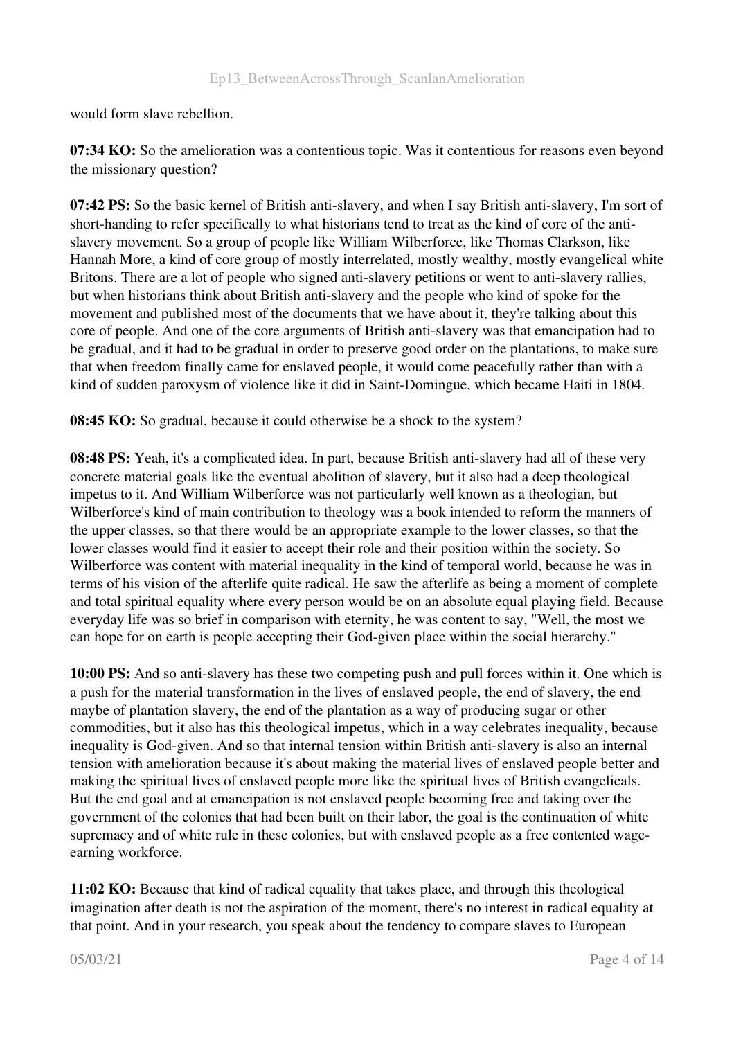would form slave rebellion.

**07:34 KO:** So the amelioration was a contentious topic. Was it contentious for reasons even beyond the missionary question?

**07:42 PS:** So the basic kernel of British anti-slavery, and when I say British anti-slavery, I'm sort of short-handing to refer specifically to what historians tend to treat as the kind of core of the anti-slavery movement. So a group of people like William Wilberforce, like Thomas Clarkson, like Hannah More, a kind of core group of mostly interrelated, mostly wealthy, mostly evangelical white Britons. There are a lot of people who signed anti-slavery petitions or went to anti-slavery rallies, but when historians think about British anti-slavery and the people who kind of spoke for the movement and published most of the documents that we have about it, they're talking about this core of people. And one of the core arguments of British anti-slavery was that emancipation had to be gradual, and it had to be gradual in order to preserve good order on the plantations, to make sure that when freedom finally came for enslaved people, it would come peacefully rather than with a kind of sudden paroxysm of violence like it did in Saint-Domingue, which became Haiti in 1804.

**08:45 KO:** So gradual, because it could otherwise be a shock to the system?

**08:48 PS:** Yeah, it's a complicated idea. In part, because British anti-slavery had all of these very concrete material goals like the eventual abolition of slavery, but it also had a deep theological impetus to it. And William Wilberforce was not particularly well known as a theologian, but Wilberforce's kind of main contribution to theology was a book intended to reform the manners of the upper classes, so that there would be an appropriate example to the lower classes, so that the lower classes would find it easier to accept their role and their position within the society. So Wilberforce was content with material inequality in the kind of temporal world, because he was in terms of his vision of the afterlife quite radical. He saw the afterlife as being a moment of complete and total spiritual equality where every person would be on an absolute equal playing field. Because everyday life was so brief in comparison with eternity, he was content to say, "Well, the most we can hope for on earth is people accepting their God-given place within the social hierarchy."

**10:00 PS:** And so anti-slavery has these two competing push and pull forces within it. One which is a push for the material transformation in the lives of enslaved people, the end of slavery, the end maybe of plantation slavery, the end of the plantation as a way of producing sugar or other commodities, but it also has this theological impetus, which in a way celebrates inequality, because inequality is God-given. And so that internal tension within British anti-slavery is also an internal tension with amelioration because it's about making the material lives of enslaved people better and making the spiritual lives of enslaved people more like the spiritual lives of British evangelicals. But the end goal and at emancipation is not enslaved people becoming free and taking over the government of the colonies that had been built on their labor, the goal is the continuation of white supremacy and of white rule in these colonies, but with enslaved people as a free contented wage-earning workforce.

**11:02 KO:** Because that kind of radical equality that takes place, and through this theological imagination after death is not the aspiration of the moment, there's no interest in radical equality at that point. And in your research, you speak about the tendency to compare slaves to European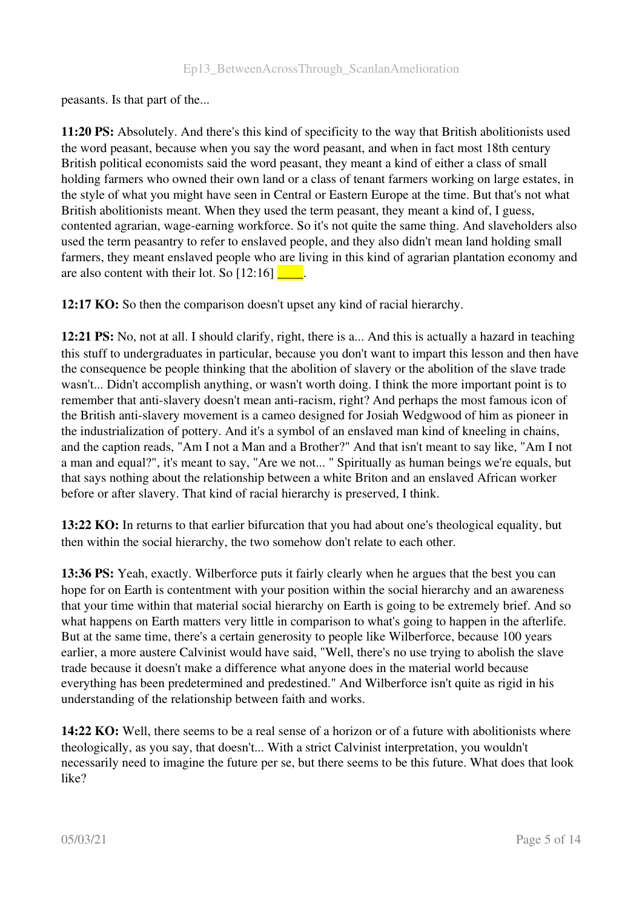peasants. Is that part of the...

**11:20 PS:** Absolutely. And there's this kind of specificity to the way that British abolitionists used the word peasant, because when you say the word peasant, and when in fact most 18th century British political economists said the word peasant, they meant a kind of either a class of small holding farmers who owned their own land or a class of tenant farmers working on large estates, in the style of what you might have seen in Central or Eastern Europe at the time. But that's not what British abolitionists meant. When they used the term peasant, they meant a kind of, I guess, contented agrarian, wage-earning workforce. So it's not quite the same thing. And slaveholders also used the term peasantry to refer to enslaved people, and they also didn't mean land holding small farmers, they meant enslaved people who are living in this kind of agrarian plantation economy and are also content with their lot. So [12:16] ____.

**12:17 KO:** So then the comparison doesn't upset any kind of racial hierarchy.

**12:21 PS:** No, not at all. I should clarify, right, there is a... And this is actually a hazard in teaching this stuff to undergraduates in particular, because you don't want to impart this lesson and then have the consequence be people thinking that the abolition of slavery or the abolition of the slave trade wasn't... Didn't accomplish anything, or wasn't worth doing. I think the more important point is to remember that anti-slavery doesn't mean anti-racism, right? And perhaps the most famous icon of the British anti-slavery movement is a cameo designed for Josiah Wedgwood of him as pioneer in the industrialization of pottery. And it's a symbol of an enslaved man kind of kneeling in chains, and the caption reads, "Am I not a Man and a Brother?" And that isn't meant to say like, "Am I not a man and equal?", it's meant to say, "Are we not... " Spiritually as human beings we're equals, but that says nothing about the relationship between a white Briton and an enslaved African worker before or after slavery. That kind of racial hierarchy is preserved, I think.

**13:22 KO:** In returns to that earlier bifurcation that you had about one's theological equality, but then within the social hierarchy, the two somehow don't relate to each other.

**13:36 PS:** Yeah, exactly. Wilberforce puts it fairly clearly when he argues that the best you can hope for on Earth is contentment with your position within the social hierarchy and an awareness that your time within that material social hierarchy on Earth is going to be extremely brief. And so what happens on Earth matters very little in comparison to what's going to happen in the afterlife. But at the same time, there's a certain generosity to people like Wilberforce, because 100 years earlier, a more austere Calvinist would have said, "Well, there's no use trying to abolish the slave trade because it doesn't make a difference what anyone does in the material world because everything has been predetermined and predestined." And Wilberforce isn't quite as rigid in his understanding of the relationship between faith and works.

**14:22 KO:** Well, there seems to be a real sense of a horizon or of a future with abolitionists where theologically, as you say, that doesn't... With a strict Calvinist interpretation, you wouldn't necessarily need to imagine the future per se, but there seems to be this future. What does that look like?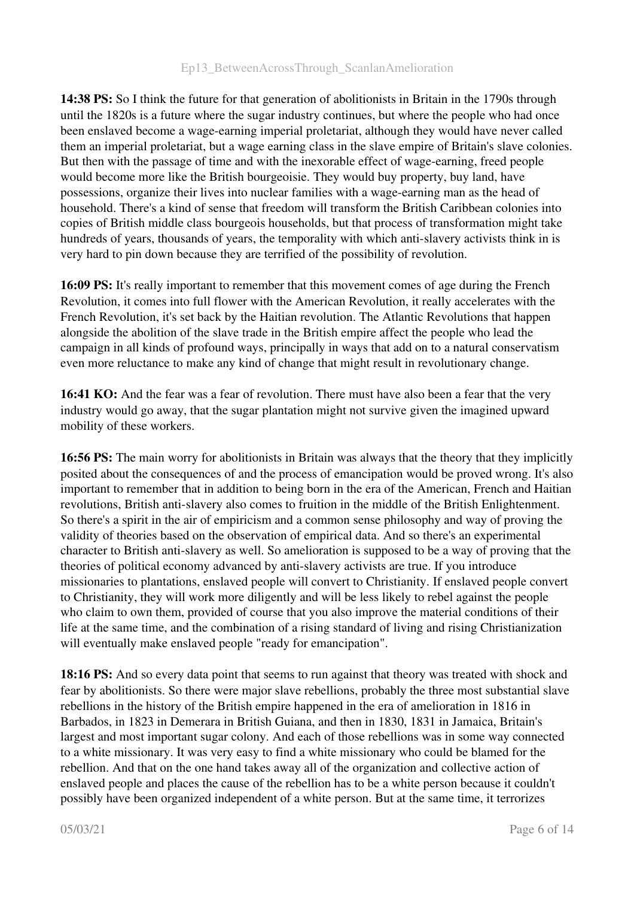**14:38 PS:** So I think the future for that generation of abolitionists in Britain in the 1790s through until the 1820s is a future where the sugar industry continues, but where the people who had once been enslaved become a wage-earning imperial proletariat, although they would have never called them an imperial proletariat, but a wage earning class in the slave empire of Britain's slave colonies. But then with the passage of time and with the inexorable effect of wage-earning, freed people would become more like the British bourgeoisie. They would buy property, buy land, have possessions, organize their lives into nuclear families with a wage-earning man as the head of household. There's a kind of sense that freedom will transform the British Caribbean colonies into copies of British middle class bourgeois households, but that process of transformation might take hundreds of years, thousands of years, the temporality with which anti-slavery activists think in is very hard to pin down because they are terrified of the possibility of revolution.

**16:09 PS:** It's really important to remember that this movement comes of age during the French Revolution, it comes into full flower with the American Revolution, it really accelerates with the French Revolution, it's set back by the Haitian revolution. The Atlantic Revolutions that happen alongside the abolition of the slave trade in the British empire affect the people who lead the campaign in all kinds of profound ways, principally in ways that add on to a natural conservatism even more reluctance to make any kind of change that might result in revolutionary change.

**16:41 KO:** And the fear was a fear of revolution. There must have also been a fear that the very industry would go away, that the sugar plantation might not survive given the imagined upward mobility of these workers.

**16:56 PS:** The main worry for abolitionists in Britain was always that the theory that they implicitly posited about the consequences of and the process of emancipation would be proved wrong. It's also important to remember that in addition to being born in the era of the American, French and Haitian revolutions, British anti-slavery also comes to fruition in the middle of the British Enlightenment. So there's a spirit in the air of empiricism and a common sense philosophy and way of proving the validity of theories based on the observation of empirical data. And so there's an experimental character to British anti-slavery as well. So amelioration is supposed to be a way of proving that the theories of political economy advanced by anti-slavery activists are true. If you introduce missionaries to plantations, enslaved people will convert to Christianity. If enslaved people convert to Christianity, they will work more diligently and will be less likely to rebel against the people who claim to own them, provided of course that you also improve the material conditions of their life at the same time, and the combination of a rising standard of living and rising Christianization will eventually make enslaved people "ready for emancipation".

**18:16 PS:** And so every data point that seems to run against that theory was treated with shock and fear by abolitionists. So there were major slave rebellions, probably the three most substantial slave rebellions in the history of the British empire happened in the era of amelioration in 1816 in Barbados, in 1823 in Demerara in British Guiana, and then in 1830, 1831 in Jamaica, Britain's largest and most important sugar colony. And each of those rebellions was in some way connected to a white missionary. It was very easy to find a white missionary who could be blamed for the rebellion. And that on the one hand takes away all of the organization and collective action of enslaved people and places the cause of the rebellion has to be a white person because it couldn't possibly have been organized independent of a white person. But at the same time, it terrorizes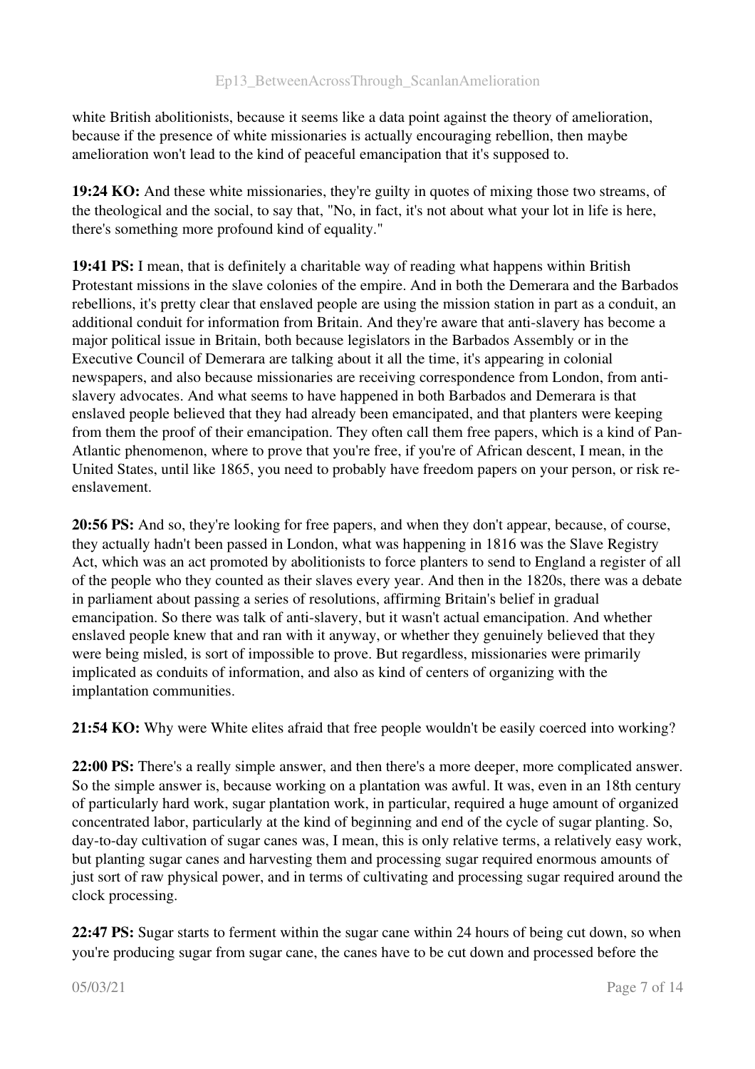white British abolitionists, because it seems like a data point against the theory of amelioration, because if the presence of white missionaries is actually encouraging rebellion, then maybe amelioration won't lead to the kind of peaceful emancipation that it's supposed to.

**19:24 KO:** And these white missionaries, they're guilty in quotes of mixing those two streams, of the theological and the social, to say that, "No, in fact, it's not about what your lot in life is here, there's something more profound kind of equality."

**19:41 PS:** I mean, that is definitely a charitable way of reading what happens within British Protestant missions in the slave colonies of the empire. And in both the Demerara and the Barbados rebellions, it's pretty clear that enslaved people are using the mission station in part as a conduit, an additional conduit for information from Britain. And they're aware that anti-slavery has become a major political issue in Britain, both because legislators in the Barbados Assembly or in the Executive Council of Demerara are talking about it all the time, it's appearing in colonial newspapers, and also because missionaries are receiving correspondence from London, from anti-slavery advocates. And what seems to have happened in both Barbados and Demerara is that enslaved people believed that they had already been emancipated, and that planters were keeping from them the proof of their emancipation. They often call them free papers, which is a kind of Pan-Atlantic phenomenon, where to prove that you're free, if you're of African descent, I mean, in the United States, until like 1865, you need to probably have freedom papers on your person, or risk re-enslavement.

**20:56 PS:** And so, they're looking for free papers, and when they don't appear, because, of course, they actually hadn't been passed in London, what was happening in 1816 was the Slave Registry Act, which was an act promoted by abolitionists to force planters to send to England a register of all of the people who they counted as their slaves every year. And then in the 1820s, there was a debate in parliament about passing a series of resolutions, affirming Britain's belief in gradual emancipation. So there was talk of anti-slavery, but it wasn't actual emancipation. And whether enslaved people knew that and ran with it anyway, or whether they genuinely believed that they were being misled, is sort of impossible to prove. But regardless, missionaries were primarily implicated as conduits of information, and also as kind of centers of organizing with the implantation communities.

**21:54 KO:** Why were White elites afraid that free people wouldn't be easily coerced into working?

**22:00 PS:** There's a really simple answer, and then there's a more deeper, more complicated answer. So the simple answer is, because working on a plantation was awful. It was, even in an 18th century of particularly hard work, sugar plantation work, in particular, required a huge amount of organized concentrated labor, particularly at the kind of beginning and end of the cycle of sugar planting. So, day-to-day cultivation of sugar canes was, I mean, this is only relative terms, a relatively easy work, but planting sugar canes and harvesting them and processing sugar required enormous amounts of just sort of raw physical power, and in terms of cultivating and processing sugar required around the clock processing.

**22:47 PS:** Sugar starts to ferment within the sugar cane within 24 hours of being cut down, so when you're producing sugar from sugar cane, the canes have to be cut down and processed before the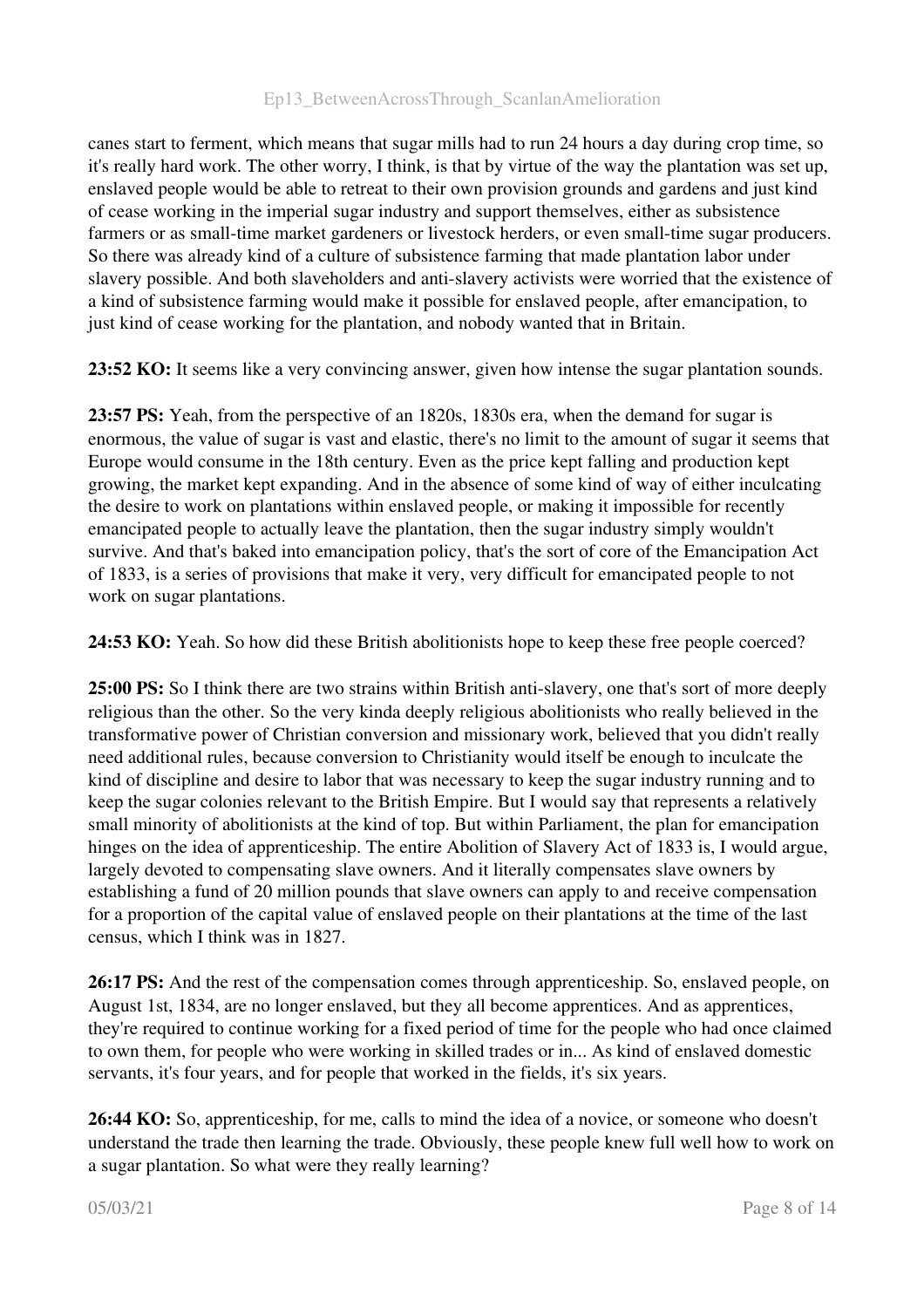canes start to ferment, which means that sugar mills had to run 24 hours a day during crop time, so it's really hard work. The other worry, I think, is that by virtue of the way the plantation was set up, enslaved people would be able to retreat to their own provision grounds and gardens and just kind of cease working in the imperial sugar industry and support themselves, either as subsistence farmers or as small-time market gardeners or livestock herders, or even small-time sugar producers. So there was already kind of a culture of subsistence farming that made plantation labor under slavery possible. And both slaveholders and anti-slavery activists were worried that the existence of a kind of subsistence farming would make it possible for enslaved people, after emancipation, to just kind of cease working for the plantation, and nobody wanted that in Britain.

**23:52 KO:** It seems like a very convincing answer, given how intense the sugar plantation sounds.

**23:57 PS:** Yeah, from the perspective of an 1820s, 1830s era, when the demand for sugar is enormous, the value of sugar is vast and elastic, there's no limit to the amount of sugar it seems that Europe would consume in the 18th century. Even as the price kept falling and production kept growing, the market kept expanding. And in the absence of some kind of way of either inculcating the desire to work on plantations within enslaved people, or making it impossible for recently emancipated people to actually leave the plantation, then the sugar industry simply wouldn't survive. And that's baked into emancipation policy, that's the sort of core of the Emancipation Act of 1833, is a series of provisions that make it very, very difficult for emancipated people to not work on sugar plantations.

**24:53 KO:** Yeah. So how did these British abolitionists hope to keep these free people coerced?

**25:00 PS:** So I think there are two strains within British anti-slavery, one that's sort of more deeply religious than the other. So the very kinda deeply religious abolitionists who really believed in the transformative power of Christian conversion and missionary work, believed that you didn't really need additional rules, because conversion to Christianity would itself be enough to inculcate the kind of discipline and desire to labor that was necessary to keep the sugar industry running and to keep the sugar colonies relevant to the British Empire. But I would say that represents a relatively small minority of abolitionists at the kind of top. But within Parliament, the plan for emancipation hinges on the idea of apprenticeship. The entire Abolition of Slavery Act of 1833 is, I would argue, largely devoted to compensating slave owners. And it literally compensates slave owners by establishing a fund of 20 million pounds that slave owners can apply to and receive compensation for a proportion of the capital value of enslaved people on their plantations at the time of the last census, which I think was in 1827.

**26:17 PS:** And the rest of the compensation comes through apprenticeship. So, enslaved people, on August 1st, 1834, are no longer enslaved, but they all become apprentices. And as apprentices, they're required to continue working for a fixed period of time for the people who had once claimed to own them, for people who were working in skilled trades or in... As kind of enslaved domestic servants, it's four years, and for people that worked in the fields, it's six years.

**26:44 KO:** So, apprenticeship, for me, calls to mind the idea of a novice, or someone who doesn't understand the trade then learning the trade. Obviously, these people knew full well how to work on a sugar plantation. So what were they really learning?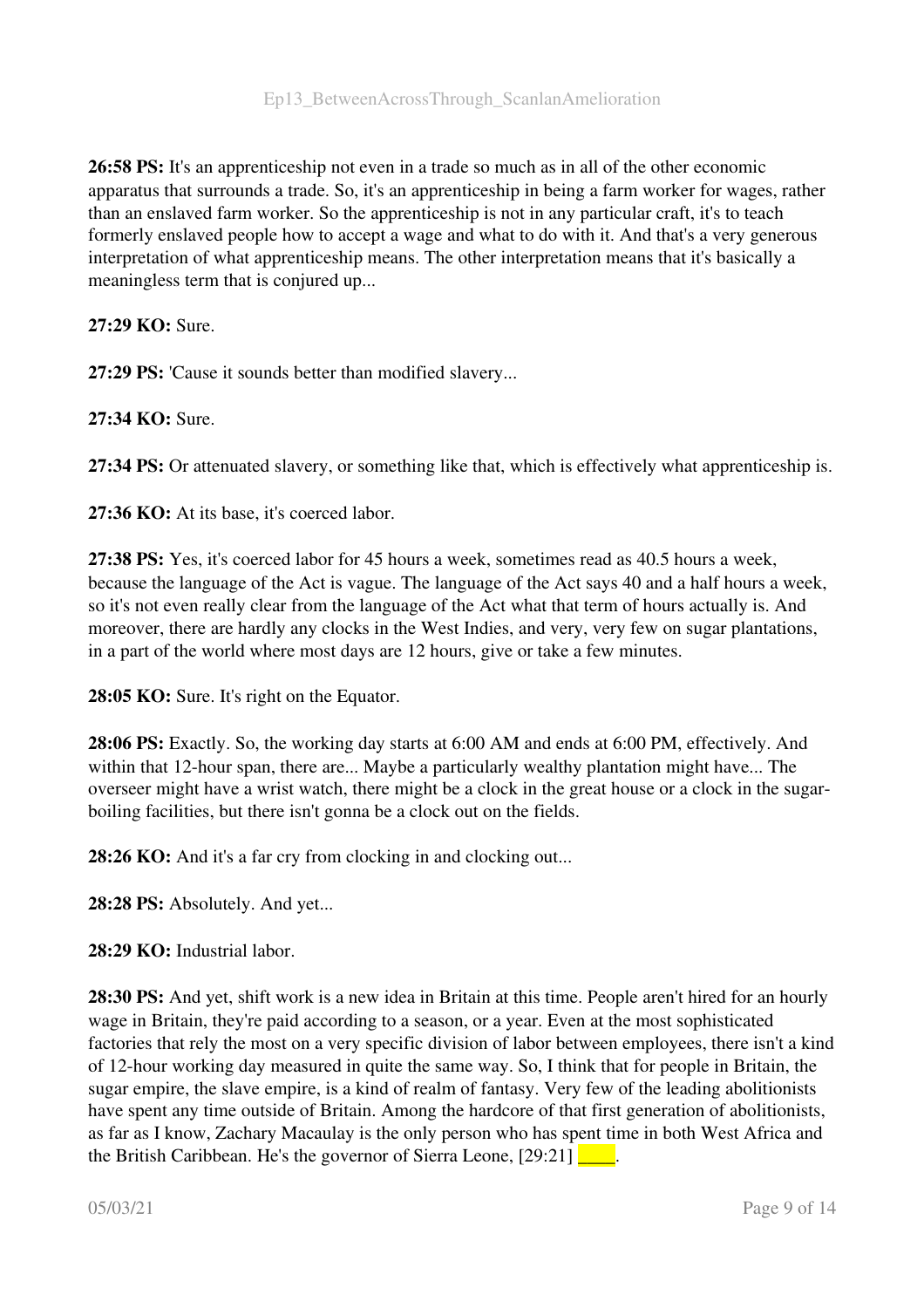**26:58 PS:** It's an apprenticeship not even in a trade so much as in all of the other economic apparatus that surrounds a trade. So, it's an apprenticeship in being a farm worker for wages, rather than an enslaved farm worker. So the apprenticeship is not in any particular craft, it's to teach formerly enslaved people how to accept a wage and what to do with it. And that's a very generous interpretation of what apprenticeship means. The other interpretation means that it's basically a meaningless term that is conjured up...

**27:29 KO:** Sure.

**27:29 PS:** 'Cause it sounds better than modified slavery...

**27:34 KO:** Sure.

**27:34 PS:** Or attenuated slavery, or something like that, which is effectively what apprenticeship is.

**27:36 KO:** At its base, it's coerced labor.

**27:38 PS:** Yes, it's coerced labor for 45 hours a week, sometimes read as 40.5 hours a week, because the language of the Act is vague. The language of the Act says 40 and a half hours a week, so it's not even really clear from the language of the Act what that term of hours actually is. And moreover, there are hardly any clocks in the West Indies, and very, very few on sugar plantations, in a part of the world where most days are 12 hours, give or take a few minutes.

**28:05 KO:** Sure. It's right on the Equator.

**28:06 PS:** Exactly. So, the working day starts at 6:00 AM and ends at 6:00 PM, effectively. And within that 12-hour span, there are... Maybe a particularly wealthy plantation might have... The overseer might have a wrist watch, there might be a clock in the great house or a clock in the sugar-boiling facilities, but there isn't gonna be a clock out on the fields.

**28:26 KO:** And it's a far cry from clocking in and clocking out...

**28:28 PS:** Absolutely. And yet...

**28:29 KO:** Industrial labor.

**28:30 PS:** And yet, shift work is a new idea in Britain at this time. People aren't hired for an hourly wage in Britain, they're paid according to a season, or a year. Even at the most sophisticated factories that rely the most on a very specific division of labor between employees, there isn't a kind of 12-hour working day measured in quite the same way. So, I think that for people in Britain, the sugar empire, the slave empire, is a kind of realm of fantasy. Very few of the leading abolitionists have spent any time outside of Britain. Among the hardcore of that first generation of abolitionists, as far as I know, Zachary Macaulay is the only person who has spent time in both West Africa and the British Caribbean. He's the governor of Sierra Leone, [29:21] ____.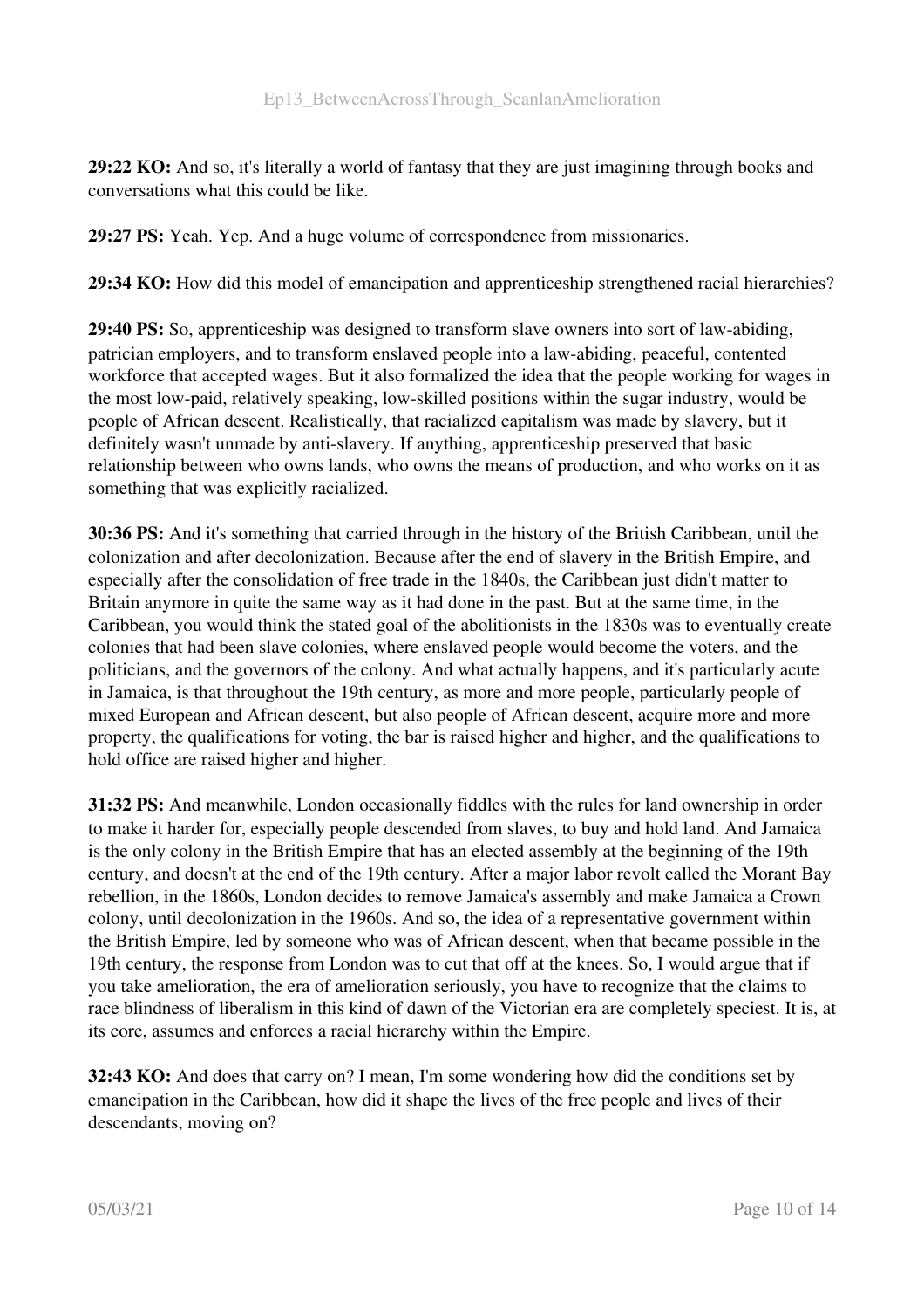**29:22 KO:** And so, it's literally a world of fantasy that they are just imagining through books and conversations what this could be like.

**29:27 PS:** Yeah. Yep. And a huge volume of correspondence from missionaries.

**29:34 KO:** How did this model of emancipation and apprenticeship strengthened racial hierarchies?

**29:40 PS:** So, apprenticeship was designed to transform slave owners into sort of law-abiding, patrician employers, and to transform enslaved people into a law-abiding, peaceful, contented workforce that accepted wages. But it also formalized the idea that the people working for wages in the most low-paid, relatively speaking, low-skilled positions within the sugar industry, would be people of African descent. Realistically, that racialized capitalism was made by slavery, but it definitely wasn't unmade by anti-slavery. If anything, apprenticeship preserved that basic relationship between who owns lands, who owns the means of production, and who works on it as something that was explicitly racialized.

**30:36 PS:** And it's something that carried through in the history of the British Caribbean, until the colonization and after decolonization. Because after the end of slavery in the British Empire, and especially after the consolidation of free trade in the 1840s, the Caribbean just didn't matter to Britain anymore in quite the same way as it had done in the past. But at the same time, in the Caribbean, you would think the stated goal of the abolitionists in the 1830s was to eventually create colonies that had been slave colonies, where enslaved people would become the voters, and the politicians, and the governors of the colony. And what actually happens, and it's particularly acute in Jamaica, is that throughout the 19th century, as more and more people, particularly people of mixed European and African descent, but also people of African descent, acquire more and more property, the qualifications for voting, the bar is raised higher and higher, and the qualifications to hold office are raised higher and higher.

**31:32 PS:** And meanwhile, London occasionally fiddles with the rules for land ownership in order to make it harder for, especially people descended from slaves, to buy and hold land. And Jamaica is the only colony in the British Empire that has an elected assembly at the beginning of the 19th century, and doesn't at the end of the 19th century. After a major labor revolt called the Morant Bay rebellion, in the 1860s, London decides to remove Jamaica's assembly and make Jamaica a Crown colony, until decolonization in the 1960s. And so, the idea of a representative government within the British Empire, led by someone who was of African descent, when that became possible in the 19th century, the response from London was to cut that off at the knees. So, I would argue that if you take amelioration, the era of amelioration seriously, you have to recognize that the claims to race blindness of liberalism in this kind of dawn of the Victorian era are completely speciest. It is, at its core, assumes and enforces a racial hierarchy within the Empire.

**32:43 KO:** And does that carry on? I mean, I'm some wondering how did the conditions set by emancipation in the Caribbean, how did it shape the lives of the free people and lives of their descendants, moving on?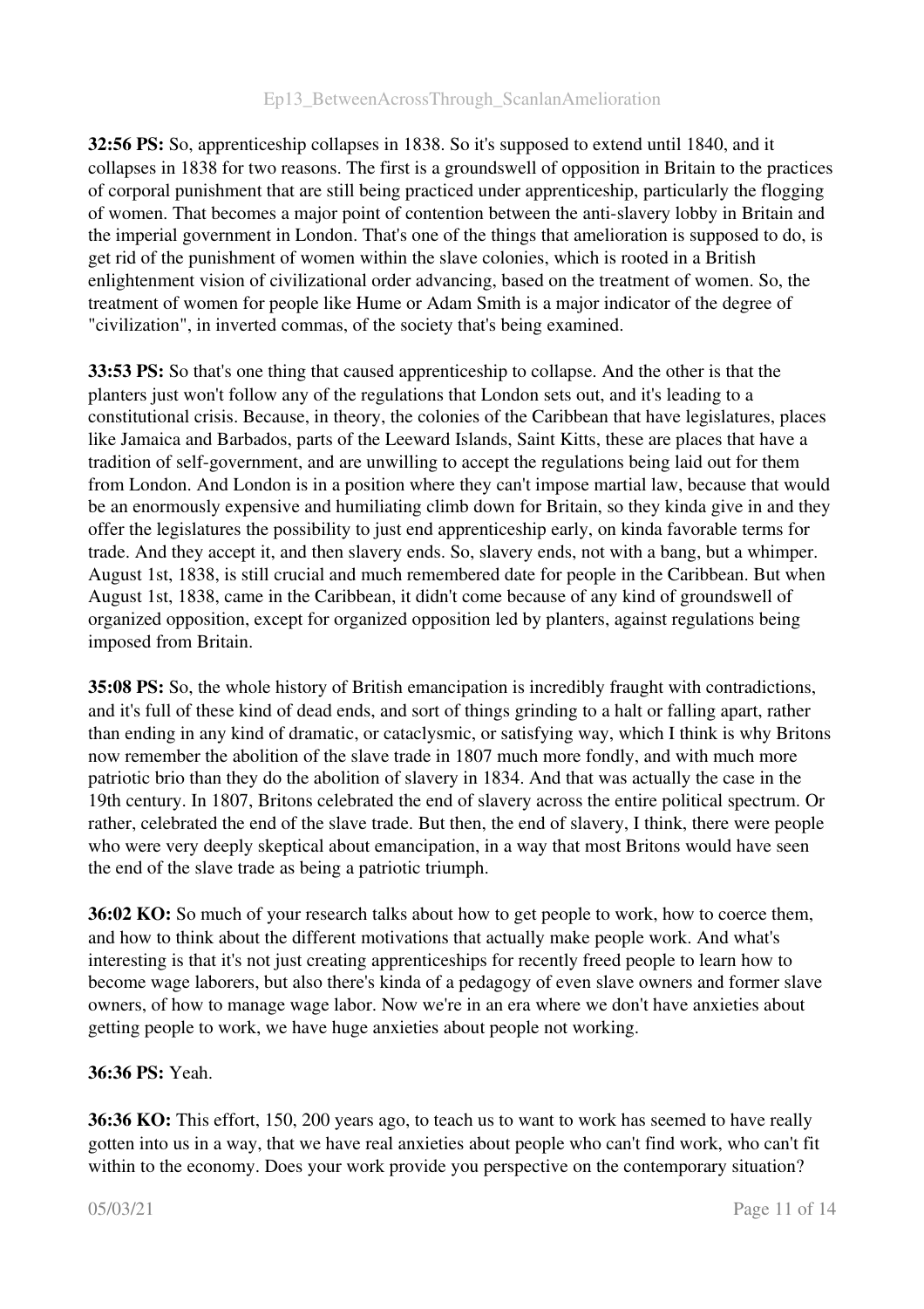**32:56 PS:** So, apprenticeship collapses in 1838. So it's supposed to extend until 1840, and it collapses in 1838 for two reasons. The first is a groundswell of opposition in Britain to the practices of corporal punishment that are still being practiced under apprenticeship, particularly the flogging of women. That becomes a major point of contention between the anti-slavery lobby in Britain and the imperial government in London. That's one of the things that amelioration is supposed to do, is get rid of the punishment of women within the slave colonies, which is rooted in a British enlightenment vision of civilizational order advancing, based on the treatment of women. So, the treatment of women for people like Hume or Adam Smith is a major indicator of the degree of "civilization", in inverted commas, of the society that's being examined.

**33:53 PS:** So that's one thing that caused apprenticeship to collapse. And the other is that the planters just won't follow any of the regulations that London sets out, and it's leading to a constitutional crisis. Because, in theory, the colonies of the Caribbean that have legislatures, places like Jamaica and Barbados, parts of the Leeward Islands, Saint Kitts, these are places that have a tradition of self-government, and are unwilling to accept the regulations being laid out for them from London. And London is in a position where they can't impose martial law, because that would be an enormously expensive and humiliating climb down for Britain, so they kinda give in and they offer the legislatures the possibility to just end apprenticeship early, on kinda favorable terms for trade. And they accept it, and then slavery ends. So, slavery ends, not with a bang, but a whimper. August 1st, 1838, is still crucial and much remembered date for people in the Caribbean. But when August 1st, 1838, came in the Caribbean, it didn't come because of any kind of groundswell of organized opposition, except for organized opposition led by planters, against regulations being imposed from Britain.

**35:08 PS:** So, the whole history of British emancipation is incredibly fraught with contradictions, and it's full of these kind of dead ends, and sort of things grinding to a halt or falling apart, rather than ending in any kind of dramatic, or cataclysmic, or satisfying way, which I think is why Britons now remember the abolition of the slave trade in 1807 much more fondly, and with much more patriotic brio than they do the abolition of slavery in 1834. And that was actually the case in the 19th century. In 1807, Britons celebrated the end of slavery across the entire political spectrum. Or rather, celebrated the end of the slave trade. But then, the end of slavery, I think, there were people who were very deeply skeptical about emancipation, in a way that most Britons would have seen the end of the slave trade as being a patriotic triumph.

**36:02 KO:** So much of your research talks about how to get people to work, how to coerce them, and how to think about the different motivations that actually make people work. And what's interesting is that it's not just creating apprenticeships for recently freed people to learn how to become wage laborers, but also there's kinda of a pedagogy of even slave owners and former slave owners, of how to manage wage labor. Now we're in an era where we don't have anxieties about getting people to work, we have huge anxieties about people not working.

**36:36 PS:** Yeah.

**36:36 KO:** This effort, 150, 200 years ago, to teach us to want to work has seemed to have really gotten into us in a way, that we have real anxieties about people who can't find work, who can't fit within to the economy. Does your work provide you perspective on the contemporary situation?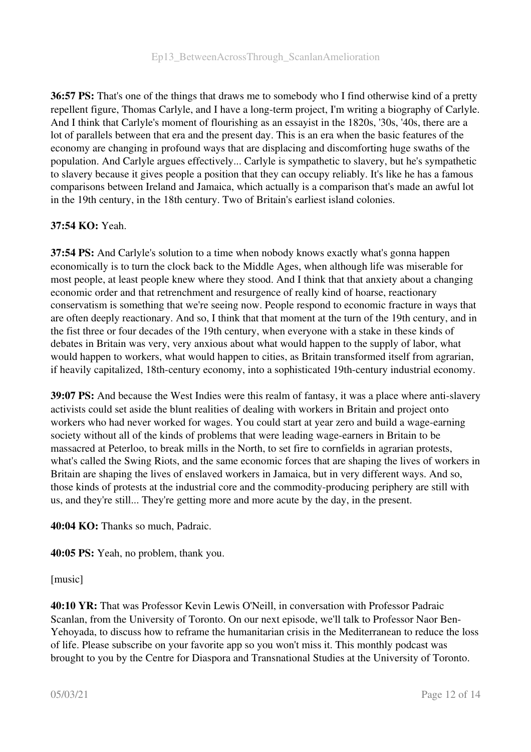**36:57 PS:** That's one of the things that draws me to somebody who I find otherwise kind of a pretty repellent figure, Thomas Carlyle, and I have a long-term project, I'm writing a biography of Carlyle. And I think that Carlyle's moment of flourishing as an essayist in the 1820s, '30s, '40s, there are a lot of parallels between that era and the present day. This is an era when the basic features of the economy are changing in profound ways that are displacing and discomforting huge swaths of the population. And Carlyle argues effectively... Carlyle is sympathetic to slavery, but he's sympathetic to slavery because it gives people a position that they can occupy reliably. It's like he has a famous comparisons between Ireland and Jamaica, which actually is a comparison that's made an awful lot in the 19th century, in the 18th century. Two of Britain's earliest island colonies.

**37:54 KO:** Yeah.

**37:54 PS:** And Carlyle's solution to a time when nobody knows exactly what's gonna happen economically is to turn the clock back to the Middle Ages, when although life was miserable for most people, at least people knew where they stood. And I think that that anxiety about a changing economic order and that retrenchment and resurgence of really kind of hoarse, reactionary conservatism is something that we're seeing now. People respond to economic fracture in ways that are often deeply reactionary. And so, I think that that moment at the turn of the 19th century, and in the fist three or four decades of the 19th century, when everyone with a stake in these kinds of debates in Britain was very, very anxious about what would happen to the supply of labor, what would happen to workers, what would happen to cities, as Britain transformed itself from agrarian, if heavily capitalized, 18th-century economy, into a sophisticated 19th-century industrial economy.

**39:07 PS:** And because the West Indies were this realm of fantasy, it was a place where anti-slavery activists could set aside the blunt realities of dealing with workers in Britain and project onto workers who had never worked for wages. You could start at year zero and build a wage-earning society without all of the kinds of problems that were leading wage-earners in Britain to be massacred at Peterloo, to break mills in the North, to set fire to cornfields in agrarian protests, what's called the Swing Riots, and the same economic forces that are shaping the lives of workers in Britain are shaping the lives of enslaved workers in Jamaica, but in very different ways. And so, those kinds of protests at the industrial core and the commodity-producing periphery are still with us, and they're still... They're getting more and more acute by the day, in the present.

**40:04 KO:** Thanks so much, Padraic.

**40:05 PS:** Yeah, no problem, thank you.

[music]

**40:10 YR:** That was Professor Kevin Lewis O'Neill, in conversation with Professor Padraic Scanlan, from the University of Toronto. On our next episode, we'll talk to Professor Naor Ben-Yehoyada, to discuss how to reframe the humanitarian crisis in the Mediterranean to reduce the loss of life. Please subscribe on your favorite app so you won't miss it. This monthly podcast was brought to you by the Centre for Diaspora and Transnational Studies at the University of Toronto.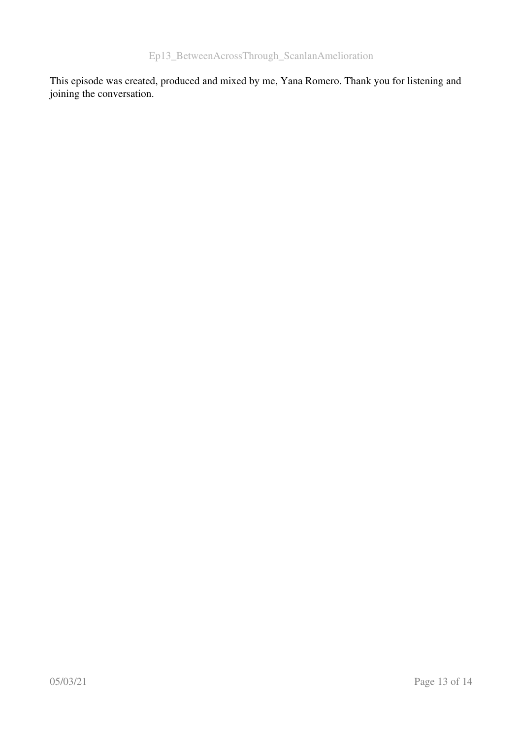This episode was created, produced and mixed by me, Yana Romero. Thank you for listening and joining the conversation.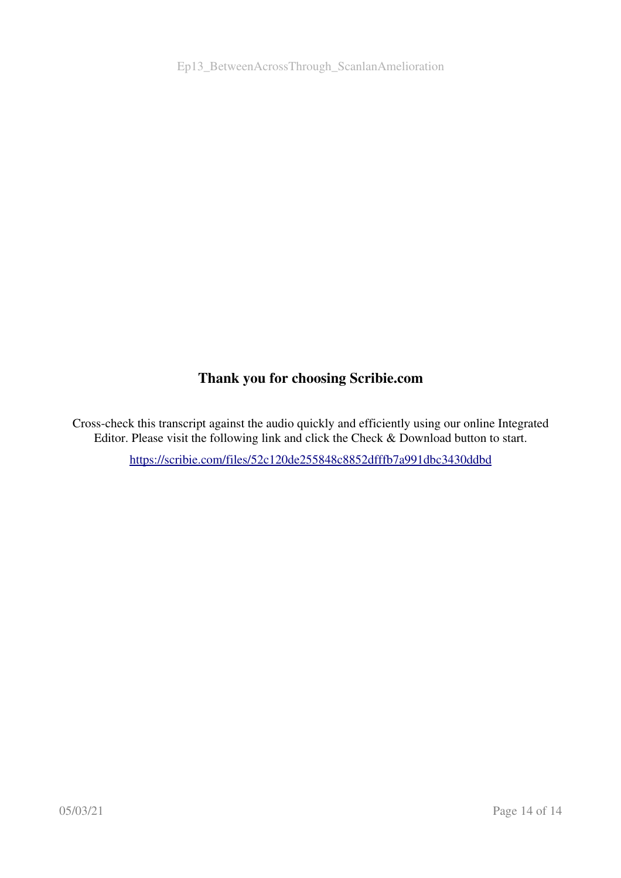**Thank you for choosing Scribie.com**

Cross-check this transcript against the audio quickly and efficiently using our online Integrated Editor. Please visit the following link and click the Check & Download button to start.

https://scribie.com/files/52c120de255848c8852dfffb7a991dbc3430ddbd